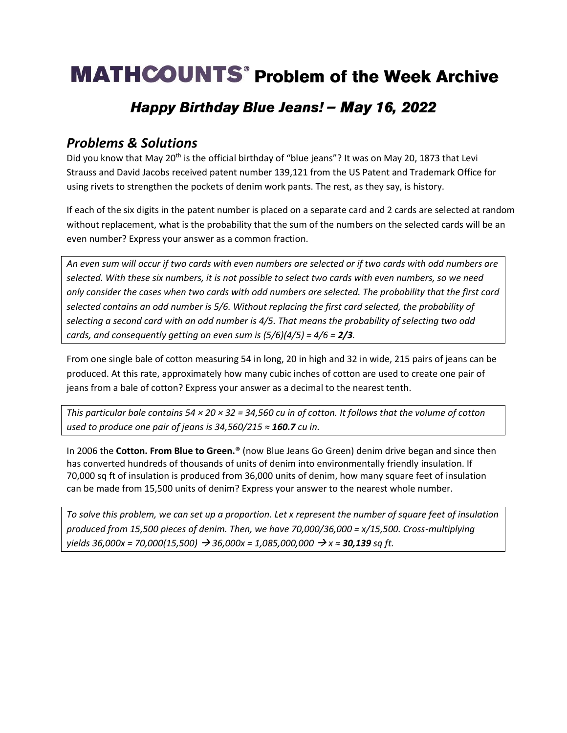# MATHCOUNTS® Problem of the Week Archive

## *Happy Birthday Blue Jeans! – May 16, 2022*

## *Problems & Solutions*

Did you know that May 20th is the official birthday of "blue jeans"? It was on May 20, 1873 that Levi Strauss and David Jacobs received patent number 139,121 from the US Patent and Trademark Office for using rivets to strengthen the pockets of denim work pants. The rest, as they say, is history.

If each of the six digits in the patent number is placed on a separate card and 2 cards are selected at random without replacement, what is the probability that the sum of the numbers on the selected cards will be an even number? Express your answer as a common fraction.

*An even sum will occur if two cards with even numbers are selected or if two cards with odd numbers are selected. With these six numbers, it is not possible to select two cards with even numbers, so we need only consider the cases when two cards with odd numbers are selected. The probability that the first card selected contains an odd number is 5/6. Without replacing the first card selected, the probability of selecting a second card with an odd number is 4/5. That means the probability of selecting two odd cards, and consequently getting an even sum is (5/6)(4/5) = 4/6 =* ***2/3****.*

From one single bale of cotton measuring 54 in long, 20 in high and 32 in wide, 215 pairs of jeans can be produced. At this rate, approximately how many cubic inches of cotton are used to create one pair of jeans from a bale of cotton? Express your answer as a decimal to the nearest tenth.

*This particular bale contains 54 × 20 × 32 = 34,560 cu in of cotton. It follows that the volume of cotton used to produce one pair of jeans is 34,560/215 ≈* ***160.7*** *cu in.*

In 2006 the **Cotton. From Blue to Green.®** (now Blue Jeans Go Green) denim drive began and since then has converted hundreds of thousands of units of denim into environmentally friendly insulation. If 70,000 sq ft of insulation is produced from 36,000 units of denim, how many square feet of insulation can be made from 15,500 units of denim? Express your answer to the nearest whole number.

*To solve this problem, we can set up a proportion. Let x represent the number of square feet of insulation produced from 15,500 pieces of denim. Then, we have 70,000/36,000 = x/15,500. Cross-multiplying yields 36,000x = 70,000(15,500) → 36,000x = 1,085,000,000 → x ≈* ***30,139*** *sq ft.*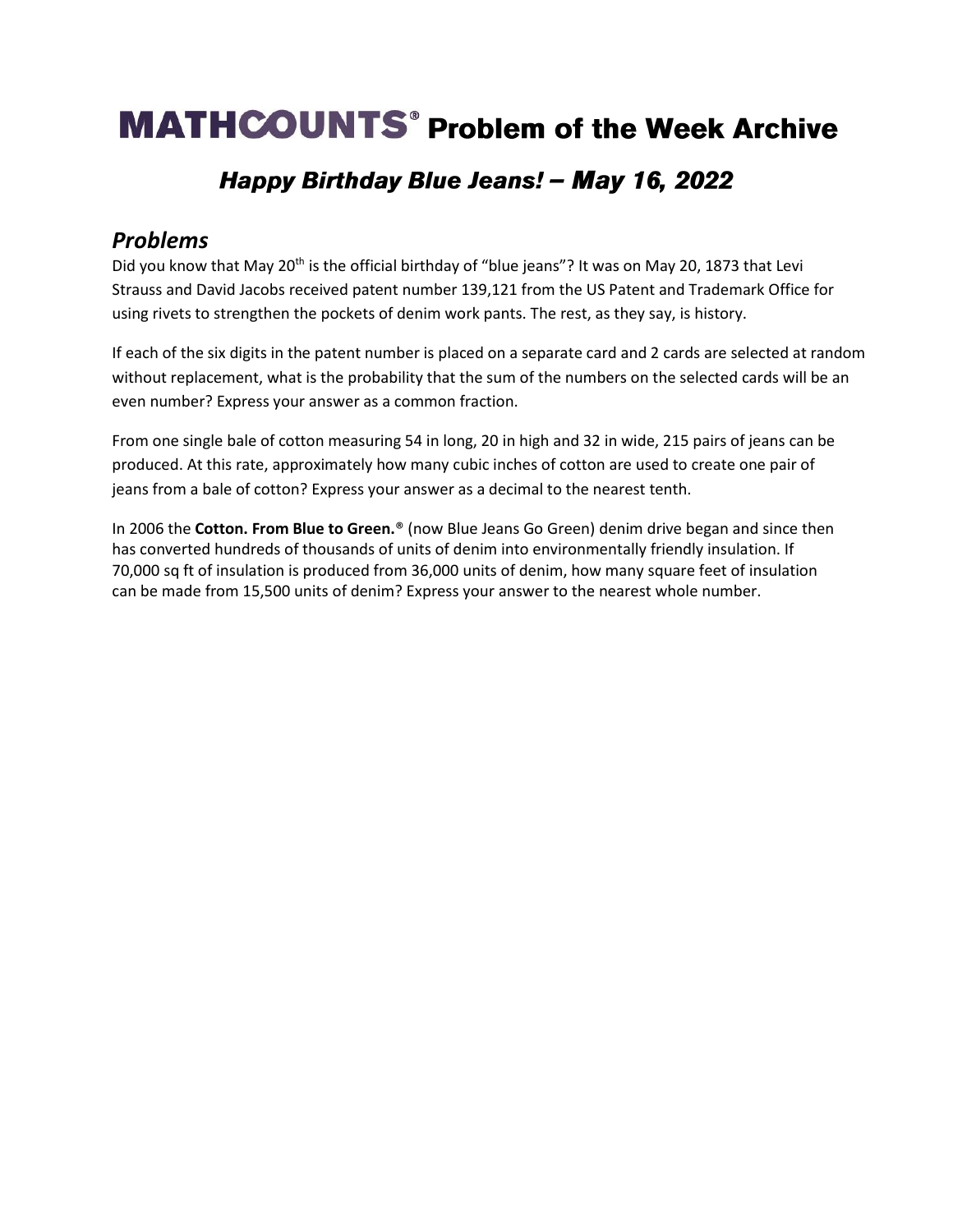# MATHCOUNTS® Problem of the Week Archive

## *Happy Birthday Blue Jeans! – May 16, 2022*

## *Problems*

Did you know that May 20th is the official birthday of "blue jeans"? It was on May 20, 1873 that Levi Strauss and David Jacobs received patent number 139,121 from the US Patent and Trademark Office for using rivets to strengthen the pockets of denim work pants. The rest, as they say, is history.

If each of the six digits in the patent number is placed on a separate card and 2 cards are selected at random without replacement, what is the probability that the sum of the numbers on the selected cards will be an even number? Express your answer as a common fraction.

From one single bale of cotton measuring 54 in long, 20 in high and 32 in wide, 215 pairs of jeans can be produced. At this rate, approximately how many cubic inches of cotton are used to create one pair of jeans from a bale of cotton? Express your answer as a decimal to the nearest tenth.

In 2006 the **Cotton. From Blue to Green.**® (now Blue Jeans Go Green) denim drive began and since then has converted hundreds of thousands of units of denim into environmentally friendly insulation. If 70,000 sq ft of insulation is produced from 36,000 units of denim, how many square feet of insulation can be made from 15,500 units of denim? Express your answer to the nearest whole number.